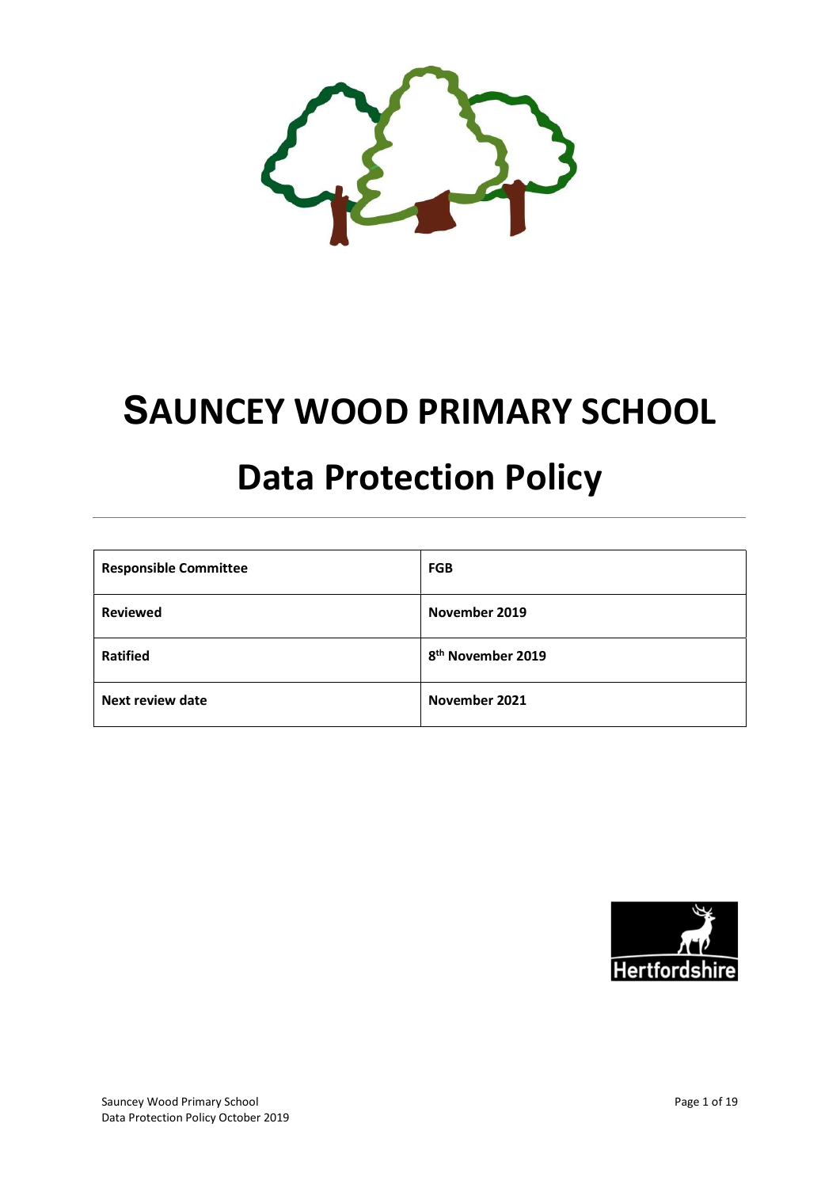# SAUNCEY WOOD PRIMARY SCHOOL

# Data Protection Policy

| Responsible Committee | FGB |
|---|---|
| Reviewed | November 2019 |
| Ratified | 8th November 2019 |
| Next review date | November 2021 |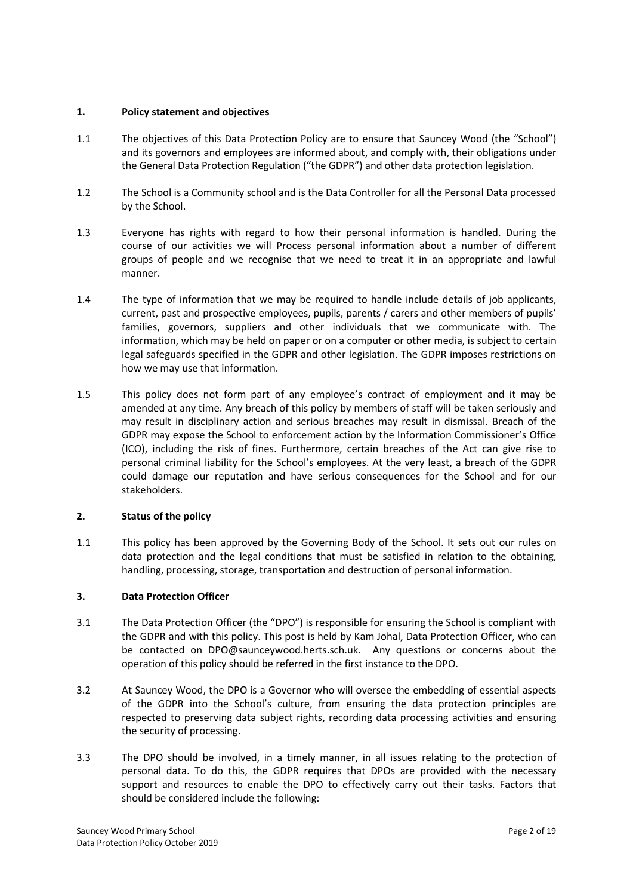## 1. Policy statement and objectives

1.1 The objectives of this Data Protection Policy are to ensure that Sauncey Wood (the "School") and its governors and employees are informed about, and comply with, their obligations under the General Data Protection Regulation ("the GDPR") and other data protection legislation.

1.2 The School is a Community school and is the Data Controller for all the Personal Data processed by the School.

1.3 Everyone has rights with regard to how their personal information is handled. During the course of our activities we will Process personal information about a number of different groups of people and we recognise that we need to treat it in an appropriate and lawful manner.

1.4 The type of information that we may be required to handle include details of job applicants, current, past and prospective employees, pupils, parents / carers and other members of pupils' families, governors, suppliers and other individuals that we communicate with. The information, which may be held on paper or on a computer or other media, is subject to certain legal safeguards specified in the GDPR and other legislation. The GDPR imposes restrictions on how we may use that information.

1.5 This policy does not form part of any employee's contract of employment and it may be amended at any time. Any breach of this policy by members of staff will be taken seriously and may result in disciplinary action and serious breaches may result in dismissal. Breach of the GDPR may expose the School to enforcement action by the Information Commissioner's Office (ICO), including the risk of fines. Furthermore, certain breaches of the Act can give rise to personal criminal liability for the School's employees. At the very least, a breach of the GDPR could damage our reputation and have serious consequences for the School and for our stakeholders.

## 2. Status of the policy

1.1 This policy has been approved by the Governing Body of the School. It sets out our rules on data protection and the legal conditions that must be satisfied in relation to the obtaining, handling, processing, storage, transportation and destruction of personal information.

## 3. Data Protection Officer

3.1 The Data Protection Officer (the "DPO") is responsible for ensuring the School is compliant with the GDPR and with this policy. This post is held by Kam Johal, Data Protection Officer, who can be contacted on DPO@saunceywood.herts.sch.uk. Any questions or concerns about the operation of this policy should be referred in the first instance to the DPO.

3.2 At Sauncey Wood, the DPO is a Governor who will oversee the embedding of essential aspects of the GDPR into the School's culture, from ensuring the data protection principles are respected to preserving data subject rights, recording data processing activities and ensuring the security of processing.

3.3 The DPO should be involved, in a timely manner, in all issues relating to the protection of personal data. To do this, the GDPR requires that DPOs are provided with the necessary support and resources to enable the DPO to effectively carry out their tasks. Factors that should be considered include the following: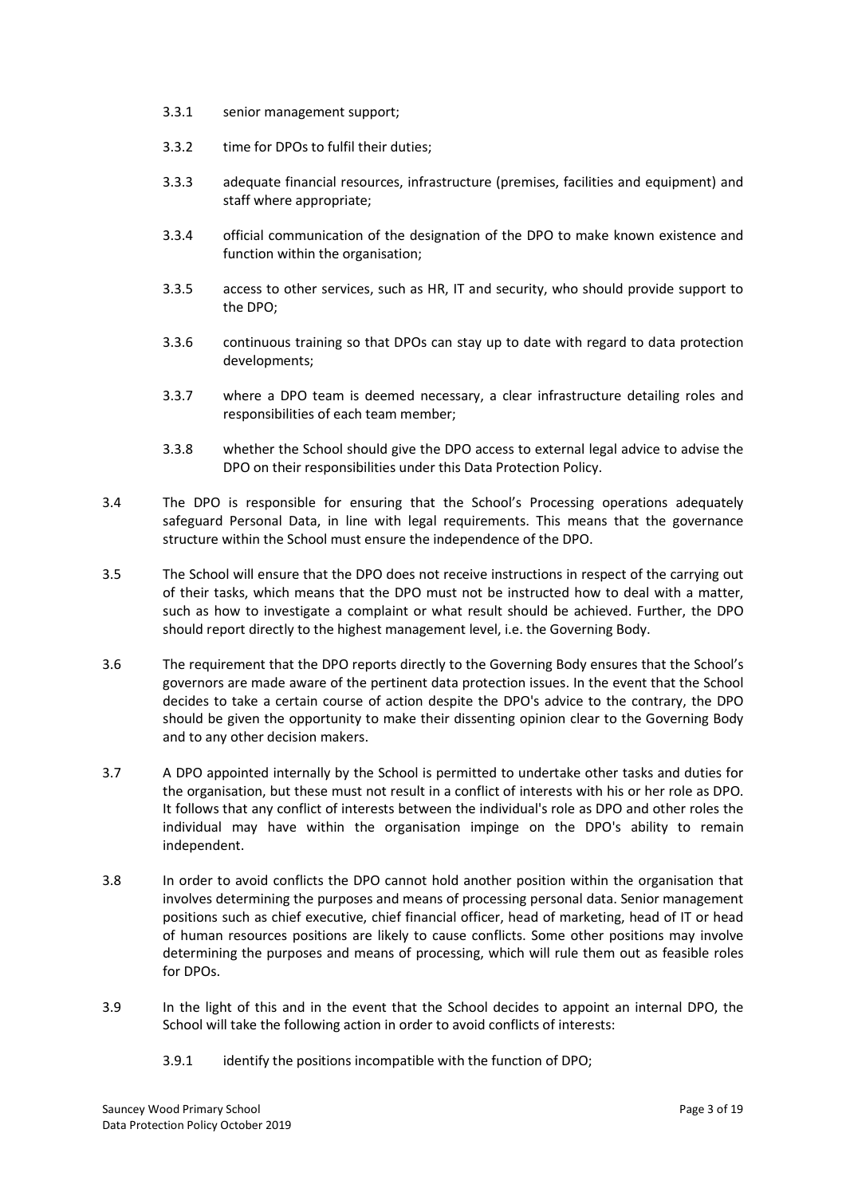3.3.1 senior management support;

3.3.2 time for DPOs to fulfil their duties;

3.3.3 adequate financial resources, infrastructure (premises, facilities and equipment) and staff where appropriate;

3.3.4 official communication of the designation of the DPO to make known existence and function within the organisation;

3.3.5 access to other services, such as HR, IT and security, who should provide support to the DPO;

3.3.6 continuous training so that DPOs can stay up to date with regard to data protection developments;

3.3.7 where a DPO team is deemed necessary, a clear infrastructure detailing roles and responsibilities of each team member;

3.3.8 whether the School should give the DPO access to external legal advice to advise the DPO on their responsibilities under this Data Protection Policy.

3.4 The DPO is responsible for ensuring that the School's Processing operations adequately safeguard Personal Data, in line with legal requirements. This means that the governance structure within the School must ensure the independence of the DPO.

3.5 The School will ensure that the DPO does not receive instructions in respect of the carrying out of their tasks, which means that the DPO must not be instructed how to deal with a matter, such as how to investigate a complaint or what result should be achieved. Further, the DPO should report directly to the highest management level, i.e. the Governing Body.

3.6 The requirement that the DPO reports directly to the Governing Body ensures that the School's governors are made aware of the pertinent data protection issues. In the event that the School decides to take a certain course of action despite the DPO's advice to the contrary, the DPO should be given the opportunity to make their dissenting opinion clear to the Governing Body and to any other decision makers.

3.7 A DPO appointed internally by the School is permitted to undertake other tasks and duties for the organisation, but these must not result in a conflict of interests with his or her role as DPO. It follows that any conflict of interests between the individual's role as DPO and other roles the individual may have within the organisation impinge on the DPO's ability to remain independent.

3.8 In order to avoid conflicts the DPO cannot hold another position within the organisation that involves determining the purposes and means of processing personal data. Senior management positions such as chief executive, chief financial officer, head of marketing, head of IT or head of human resources positions are likely to cause conflicts. Some other positions may involve determining the purposes and means of processing, which will rule them out as feasible roles for DPOs.

3.9 In the light of this and in the event that the School decides to appoint an internal DPO, the School will take the following action in order to avoid conflicts of interests:

3.9.1 identify the positions incompatible with the function of DPO;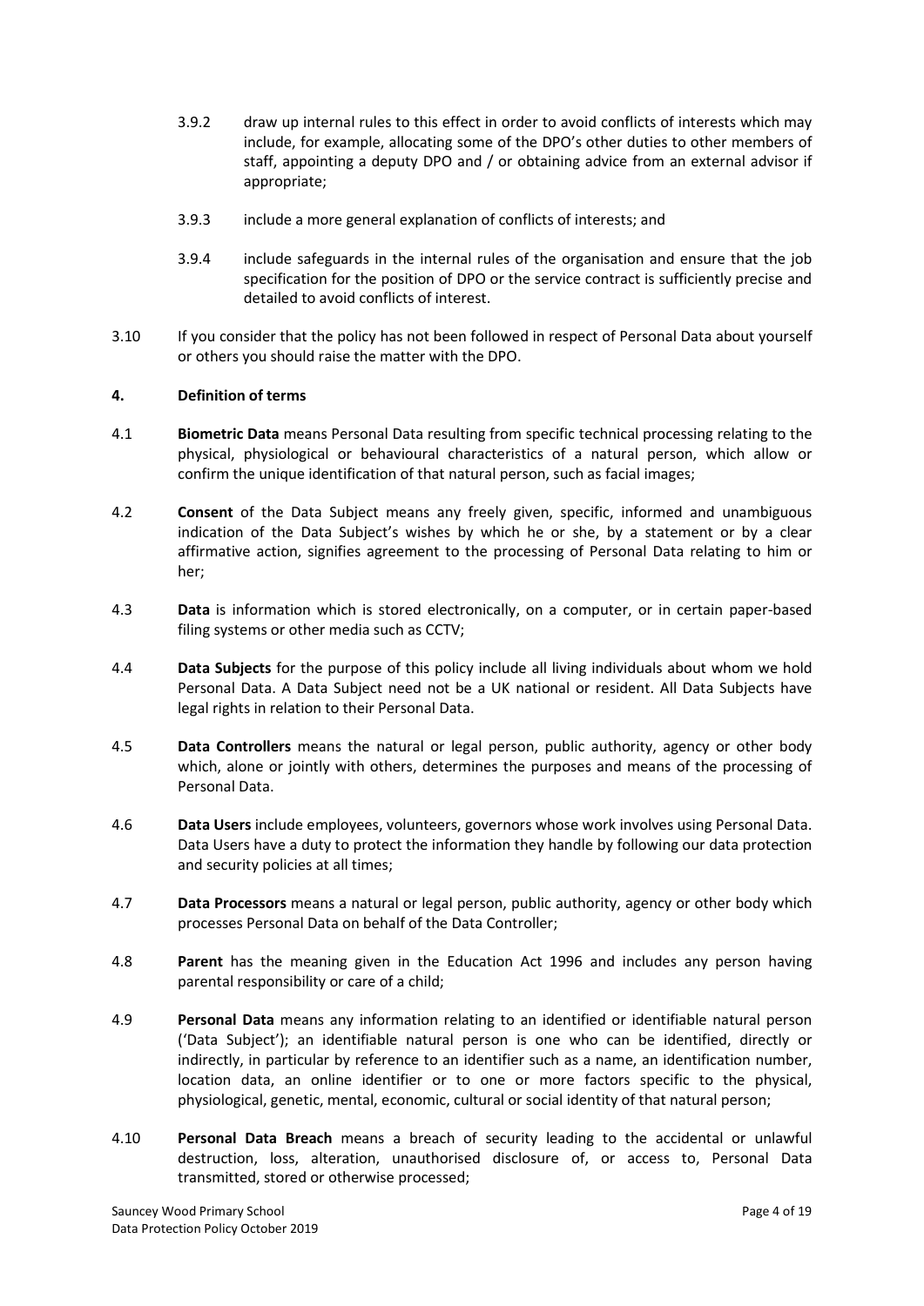3.9.2 draw up internal rules to this effect in order to avoid conflicts of interests which may include, for example, allocating some of the DPO's other duties to other members of staff, appointing a deputy DPO and / or obtaining advice from an external advisor if appropriate;

3.9.3 include a more general explanation of conflicts of interests; and

3.9.4 include safeguards in the internal rules of the organisation and ensure that the job specification for the position of DPO or the service contract is sufficiently precise and detailed to avoid conflicts of interest.

3.10 If you consider that the policy has not been followed in respect of Personal Data about yourself or others you should raise the matter with the DPO.

## 4. Definition of terms

4.1 **Biometric Data** means Personal Data resulting from specific technical processing relating to the physical, physiological or behavioural characteristics of a natural person, which allow or confirm the unique identification of that natural person, such as facial images;

4.2 **Consent** of the Data Subject means any freely given, specific, informed and unambiguous indication of the Data Subject's wishes by which he or she, by a statement or by a clear affirmative action, signifies agreement to the processing of Personal Data relating to him or her;

4.3 **Data** is information which is stored electronically, on a computer, or in certain paper-based filing systems or other media such as CCTV;

4.4 **Data Subjects** for the purpose of this policy include all living individuals about whom we hold Personal Data. A Data Subject need not be a UK national or resident. All Data Subjects have legal rights in relation to their Personal Data.

4.5 **Data Controllers** means the natural or legal person, public authority, agency or other body which, alone or jointly with others, determines the purposes and means of the processing of Personal Data.

4.6 **Data Users** include employees, volunteers, governors whose work involves using Personal Data. Data Users have a duty to protect the information they handle by following our data protection and security policies at all times;

4.7 **Data Processors** means a natural or legal person, public authority, agency or other body which processes Personal Data on behalf of the Data Controller;

4.8 **Parent** has the meaning given in the Education Act 1996 and includes any person having parental responsibility or care of a child;

4.9 **Personal Data** means any information relating to an identified or identifiable natural person ('Data Subject'); an identifiable natural person is one who can be identified, directly or indirectly, in particular by reference to an identifier such as a name, an identification number, location data, an online identifier or to one or more factors specific to the physical, physiological, genetic, mental, economic, cultural or social identity of that natural person;

4.10 **Personal Data Breach** means a breach of security leading to the accidental or unlawful destruction, loss, alteration, unauthorised disclosure of, or access to, Personal Data transmitted, stored or otherwise processed;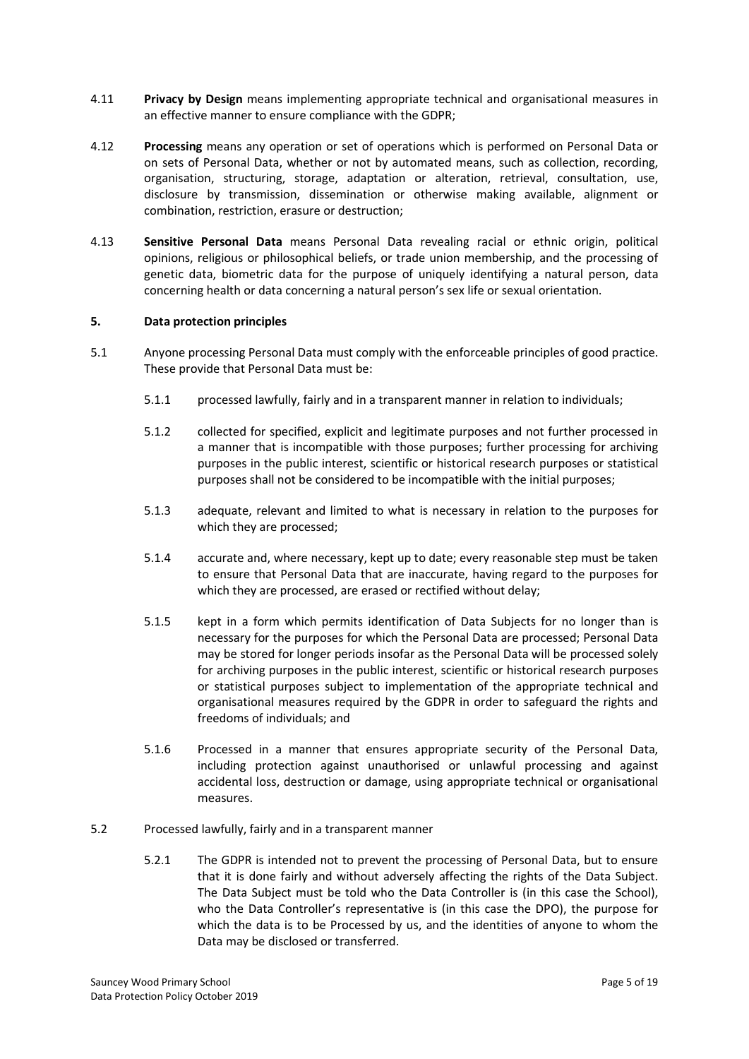4.11 **Privacy by Design** means implementing appropriate technical and organisational measures in an effective manner to ensure compliance with the GDPR;

4.12 **Processing** means any operation or set of operations which is performed on Personal Data or on sets of Personal Data, whether or not by automated means, such as collection, recording, organisation, structuring, storage, adaptation or alteration, retrieval, consultation, use, disclosure by transmission, dissemination or otherwise making available, alignment or combination, restriction, erasure or destruction;

4.13 **Sensitive Personal Data** means Personal Data revealing racial or ethnic origin, political opinions, religious or philosophical beliefs, or trade union membership, and the processing of genetic data, biometric data for the purpose of uniquely identifying a natural person, data concerning health or data concerning a natural person's sex life or sexual orientation.

## 5. Data protection principles

5.1 Anyone processing Personal Data must comply with the enforceable principles of good practice. These provide that Personal Data must be:

5.1.1 processed lawfully, fairly and in a transparent manner in relation to individuals;

5.1.2 collected for specified, explicit and legitimate purposes and not further processed in a manner that is incompatible with those purposes; further processing for archiving purposes in the public interest, scientific or historical research purposes or statistical purposes shall not be considered to be incompatible with the initial purposes;

5.1.3 adequate, relevant and limited to what is necessary in relation to the purposes for which they are processed;

5.1.4 accurate and, where necessary, kept up to date; every reasonable step must be taken to ensure that Personal Data that are inaccurate, having regard to the purposes for which they are processed, are erased or rectified without delay;

5.1.5 kept in a form which permits identification of Data Subjects for no longer than is necessary for the purposes for which the Personal Data are processed; Personal Data may be stored for longer periods insofar as the Personal Data will be processed solely for archiving purposes in the public interest, scientific or historical research purposes or statistical purposes subject to implementation of the appropriate technical and organisational measures required by the GDPR in order to safeguard the rights and freedoms of individuals; and

5.1.6 Processed in a manner that ensures appropriate security of the Personal Data, including protection against unauthorised or unlawful processing and against accidental loss, destruction or damage, using appropriate technical or organisational measures.

5.2 Processed lawfully, fairly and in a transparent manner

5.2.1 The GDPR is intended not to prevent the processing of Personal Data, but to ensure that it is done fairly and without adversely affecting the rights of the Data Subject. The Data Subject must be told who the Data Controller is (in this case the School), who the Data Controller's representative is (in this case the DPO), the purpose for which the data is to be Processed by us, and the identities of anyone to whom the Data may be disclosed or transferred.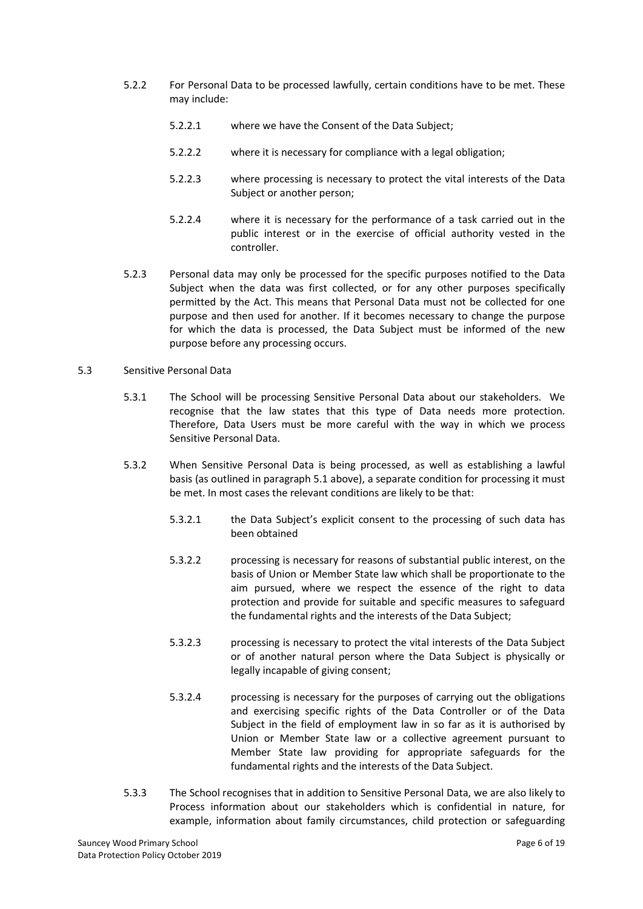5.2.2 For Personal Data to be processed lawfully, certain conditions have to be met. These may include:

5.2.2.1 where we have the Consent of the Data Subject;

5.2.2.2 where it is necessary for compliance with a legal obligation;

5.2.2.3 where processing is necessary to protect the vital interests of the Data Subject or another person;

5.2.2.4 where it is necessary for the performance of a task carried out in the public interest or in the exercise of official authority vested in the controller.

5.2.3 Personal data may only be processed for the specific purposes notified to the Data Subject when the data was first collected, or for any other purposes specifically permitted by the Act. This means that Personal Data must not be collected for one purpose and then used for another. If it becomes necessary to change the purpose for which the data is processed, the Data Subject must be informed of the new purpose before any processing occurs.

5.3 Sensitive Personal Data

5.3.1 The School will be processing Sensitive Personal Data about our stakeholders. We recognise that the law states that this type of Data needs more protection. Therefore, Data Users must be more careful with the way in which we process Sensitive Personal Data.

5.3.2 When Sensitive Personal Data is being processed, as well as establishing a lawful basis (as outlined in paragraph 5.1 above), a separate condition for processing it must be met. In most cases the relevant conditions are likely to be that:

5.3.2.1 the Data Subject's explicit consent to the processing of such data has been obtained

5.3.2.2 processing is necessary for reasons of substantial public interest, on the basis of Union or Member State law which shall be proportionate to the aim pursued, where we respect the essence of the right to data protection and provide for suitable and specific measures to safeguard the fundamental rights and the interests of the Data Subject;

5.3.2.3 processing is necessary to protect the vital interests of the Data Subject or of another natural person where the Data Subject is physically or legally incapable of giving consent;

5.3.2.4 processing is necessary for the purposes of carrying out the obligations and exercising specific rights of the Data Controller or of the Data Subject in the field of employment law in so far as it is authorised by Union or Member State law or a collective agreement pursuant to Member State law providing for appropriate safeguards for the fundamental rights and the interests of the Data Subject.

5.3.3 The School recognises that in addition to Sensitive Personal Data, we are also likely to Process information about our stakeholders which is confidential in nature, for example, information about family circumstances, child protection or safeguarding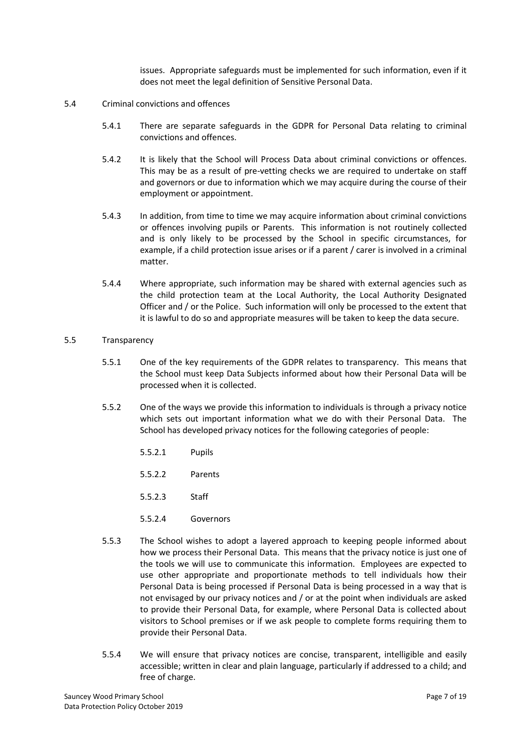issues. Appropriate safeguards must be implemented for such information, even if it does not meet the legal definition of Sensitive Personal Data.

5.4 Criminal convictions and offences

5.4.1 There are separate safeguards in the GDPR for Personal Data relating to criminal convictions and offences.

5.4.2 It is likely that the School will Process Data about criminal convictions or offences. This may be as a result of pre-vetting checks we are required to undertake on staff and governors or due to information which we may acquire during the course of their employment or appointment.

5.4.3 In addition, from time to time we may acquire information about criminal convictions or offences involving pupils or Parents. This information is not routinely collected and is only likely to be processed by the School in specific circumstances, for example, if a child protection issue arises or if a parent / carer is involved in a criminal matter.

5.4.4 Where appropriate, such information may be shared with external agencies such as the child protection team at the Local Authority, the Local Authority Designated Officer and / or the Police. Such information will only be processed to the extent that it is lawful to do so and appropriate measures will be taken to keep the data secure.

5.5 Transparency

5.5.1 One of the key requirements of the GDPR relates to transparency. This means that the School must keep Data Subjects informed about how their Personal Data will be processed when it is collected.

5.5.2 One of the ways we provide this information to individuals is through a privacy notice which sets out important information what we do with their Personal Data. The School has developed privacy notices for the following categories of people:

5.5.2.1 Pupils

5.5.2.2 Parents

5.5.2.3 Staff

5.5.2.4 Governors

5.5.3 The School wishes to adopt a layered approach to keeping people informed about how we process their Personal Data. This means that the privacy notice is just one of the tools we will use to communicate this information. Employees are expected to use other appropriate and proportionate methods to tell individuals how their Personal Data is being processed if Personal Data is being processed in a way that is not envisaged by our privacy notices and / or at the point when individuals are asked to provide their Personal Data, for example, where Personal Data is collected about visitors to School premises or if we ask people to complete forms requiring them to provide their Personal Data.

5.5.4 We will ensure that privacy notices are concise, transparent, intelligible and easily accessible; written in clear and plain language, particularly if addressed to a child; and free of charge.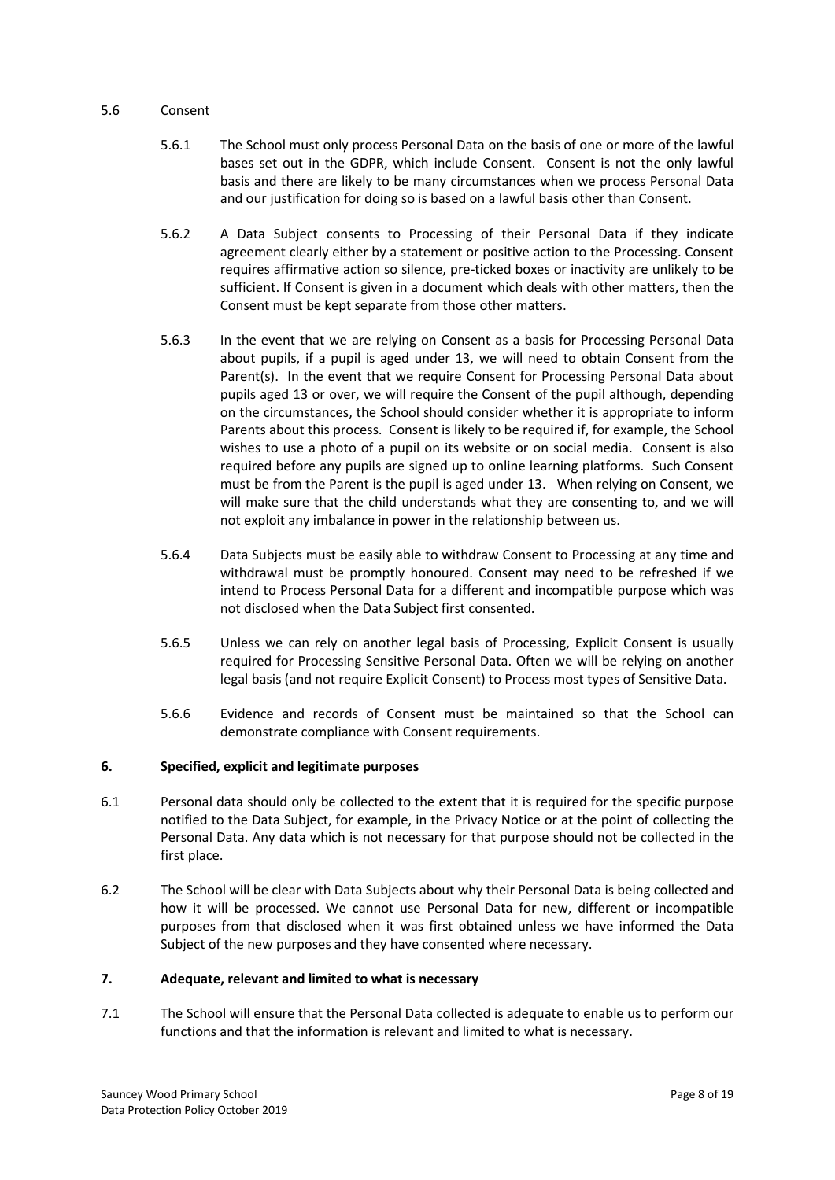5.6 Consent

5.6.1 The School must only process Personal Data on the basis of one or more of the lawful bases set out in the GDPR, which include Consent. Consent is not the only lawful basis and there are likely to be many circumstances when we process Personal Data and our justification for doing so is based on a lawful basis other than Consent.

5.6.2 A Data Subject consents to Processing of their Personal Data if they indicate agreement clearly either by a statement or positive action to the Processing. Consent requires affirmative action so silence, pre-ticked boxes or inactivity are unlikely to be sufficient. If Consent is given in a document which deals with other matters, then the Consent must be kept separate from those other matters.

5.6.3 In the event that we are relying on Consent as a basis for Processing Personal Data about pupils, if a pupil is aged under 13, we will need to obtain Consent from the Parent(s). In the event that we require Consent for Processing Personal Data about pupils aged 13 or over, we will require the Consent of the pupil although, depending on the circumstances, the School should consider whether it is appropriate to inform Parents about this process. Consent is likely to be required if, for example, the School wishes to use a photo of a pupil on its website or on social media. Consent is also required before any pupils are signed up to online learning platforms. Such Consent must be from the Parent is the pupil is aged under 13. When relying on Consent, we will make sure that the child understands what they are consenting to, and we will not exploit any imbalance in power in the relationship between us.

5.6.4 Data Subjects must be easily able to withdraw Consent to Processing at any time and withdrawal must be promptly honoured. Consent may need to be refreshed if we intend to Process Personal Data for a different and incompatible purpose which was not disclosed when the Data Subject first consented.

5.6.5 Unless we can rely on another legal basis of Processing, Explicit Consent is usually required for Processing Sensitive Personal Data. Often we will be relying on another legal basis (and not require Explicit Consent) to Process most types of Sensitive Data.

5.6.6 Evidence and records of Consent must be maintained so that the School can demonstrate compliance with Consent requirements.

## 6. Specified, explicit and legitimate purposes

6.1 Personal data should only be collected to the extent that it is required for the specific purpose notified to the Data Subject, for example, in the Privacy Notice or at the point of collecting the Personal Data. Any data which is not necessary for that purpose should not be collected in the first place.

6.2 The School will be clear with Data Subjects about why their Personal Data is being collected and how it will be processed. We cannot use Personal Data for new, different or incompatible purposes from that disclosed when it was first obtained unless we have informed the Data Subject of the new purposes and they have consented where necessary.

## 7. Adequate, relevant and limited to what is necessary

7.1 The School will ensure that the Personal Data collected is adequate to enable us to perform our functions and that the information is relevant and limited to what is necessary.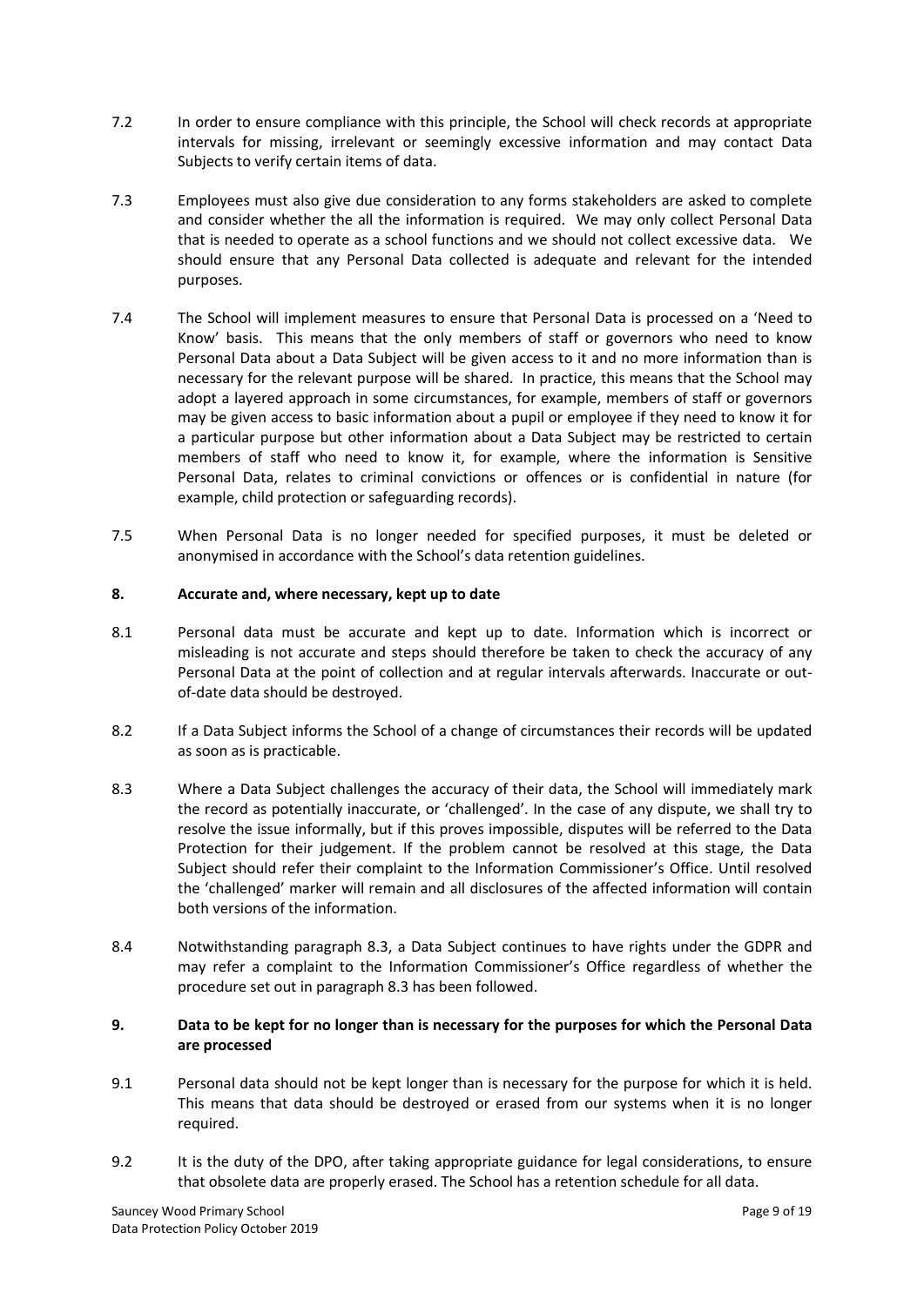7.2 In order to ensure compliance with this principle, the School will check records at appropriate intervals for missing, irrelevant or seemingly excessive information and may contact Data Subjects to verify certain items of data.

7.3 Employees must also give due consideration to any forms stakeholders are asked to complete and consider whether the all the information is required. We may only collect Personal Data that is needed to operate as a school functions and we should not collect excessive data. We should ensure that any Personal Data collected is adequate and relevant for the intended purposes.

7.4 The School will implement measures to ensure that Personal Data is processed on a 'Need to Know' basis. This means that the only members of staff or governors who need to know Personal Data about a Data Subject will be given access to it and no more information than is necessary for the relevant purpose will be shared. In practice, this means that the School may adopt a layered approach in some circumstances, for example, members of staff or governors may be given access to basic information about a pupil or employee if they need to know it for a particular purpose but other information about a Data Subject may be restricted to certain members of staff who need to know it, for example, where the information is Sensitive Personal Data, relates to criminal convictions or offences or is confidential in nature (for example, child protection or safeguarding records).

7.5 When Personal Data is no longer needed for specified purposes, it must be deleted or anonymised in accordance with the School's data retention guidelines.

**8. Accurate and, where necessary, kept up to date**

8.1 Personal data must be accurate and kept up to date. Information which is incorrect or misleading is not accurate and steps should therefore be taken to check the accuracy of any Personal Data at the point of collection and at regular intervals afterwards. Inaccurate or out-of-date data should be destroyed.

8.2 If a Data Subject informs the School of a change of circumstances their records will be updated as soon as is practicable.

8.3 Where a Data Subject challenges the accuracy of their data, the School will immediately mark the record as potentially inaccurate, or 'challenged'. In the case of any dispute, we shall try to resolve the issue informally, but if this proves impossible, disputes will be referred to the Data Protection for their judgement. If the problem cannot be resolved at this stage, the Data Subject should refer their complaint to the Information Commissioner's Office. Until resolved the 'challenged' marker will remain and all disclosures of the affected information will contain both versions of the information.

8.4 Notwithstanding paragraph 8.3, a Data Subject continues to have rights under the GDPR and may refer a complaint to the Information Commissioner's Office regardless of whether the procedure set out in paragraph 8.3 has been followed.

**9. Data to be kept for no longer than is necessary for the purposes for which the Personal Data are processed**

9.1 Personal data should not be kept longer than is necessary for the purpose for which it is held. This means that data should be destroyed or erased from our systems when it is no longer required.

9.2 It is the duty of the DPO, after taking appropriate guidance for legal considerations, to ensure that obsolete data are properly erased. The School has a retention schedule for all data.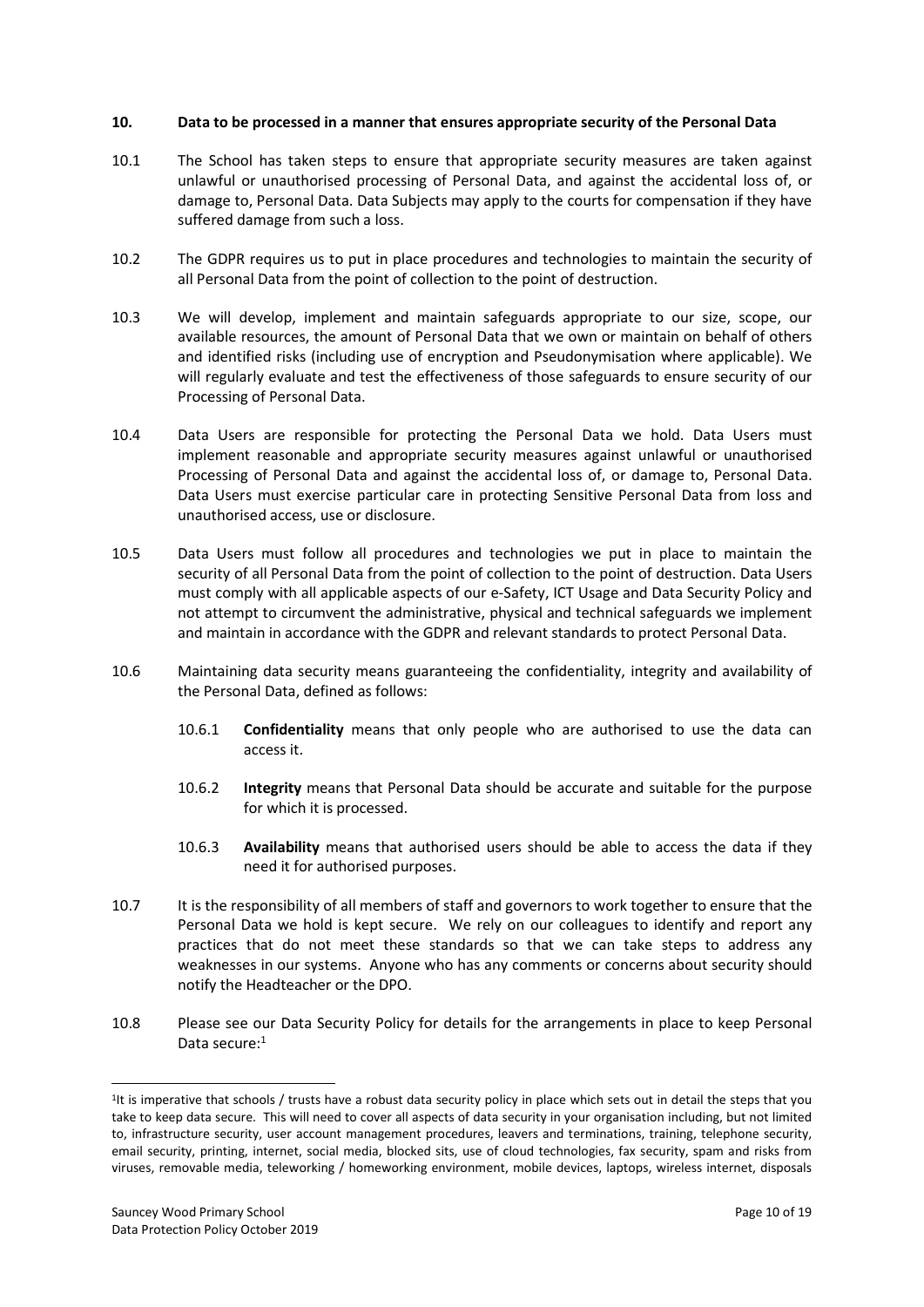## 10. Data to be processed in a manner that ensures appropriate security of the Personal Data

10.1 The School has taken steps to ensure that appropriate security measures are taken against unlawful or unauthorised processing of Personal Data, and against the accidental loss of, or damage to, Personal Data. Data Subjects may apply to the courts for compensation if they have suffered damage from such a loss.

10.2 The GDPR requires us to put in place procedures and technologies to maintain the security of all Personal Data from the point of collection to the point of destruction.

10.3 We will develop, implement and maintain safeguards appropriate to our size, scope, our available resources, the amount of Personal Data that we own or maintain on behalf of others and identified risks (including use of encryption and Pseudonymisation where applicable). We will regularly evaluate and test the effectiveness of those safeguards to ensure security of our Processing of Personal Data.

10.4 Data Users are responsible for protecting the Personal Data we hold. Data Users must implement reasonable and appropriate security measures against unlawful or unauthorised Processing of Personal Data and against the accidental loss of, or damage to, Personal Data. Data Users must exercise particular care in protecting Sensitive Personal Data from loss and unauthorised access, use or disclosure.

10.5 Data Users must follow all procedures and technologies we put in place to maintain the security of all Personal Data from the point of collection to the point of destruction. Data Users must comply with all applicable aspects of our e-Safety, ICT Usage and Data Security Policy and not attempt to circumvent the administrative, physical and technical safeguards we implement and maintain in accordance with the GDPR and relevant standards to protect Personal Data.

10.6 Maintaining data security means guaranteeing the confidentiality, integrity and availability of the Personal Data, defined as follows:

10.6.1 **Confidentiality** means that only people who are authorised to use the data can access it.

10.6.2 **Integrity** means that Personal Data should be accurate and suitable for the purpose for which it is processed.

10.6.3 **Availability** means that authorised users should be able to access the data if they need it for authorised purposes.

10.7 It is the responsibility of all members of staff and governors to work together to ensure that the Personal Data we hold is kept secure. We rely on our colleagues to identify and report any practices that do not meet these standards so that we can take steps to address any weaknesses in our systems. Anyone who has any comments or concerns about security should notify the Headteacher or the DPO.

10.8 Please see our Data Security Policy for details for the arrangements in place to keep Personal Data secure:[1]

---

[1] It is imperative that schools / trusts have a robust data security policy in place which sets out in detail the steps that you take to keep data secure. This will need to cover all aspects of data security in your organisation including, but not limited to, infrastructure security, user account management procedures, leavers and terminations, training, telephone security, email security, printing, internet, social media, blocked sits, use of cloud technologies, fax security, spam and risks from viruses, removable media, teleworking / homeworking environment, mobile devices, laptops, wireless internet, disposals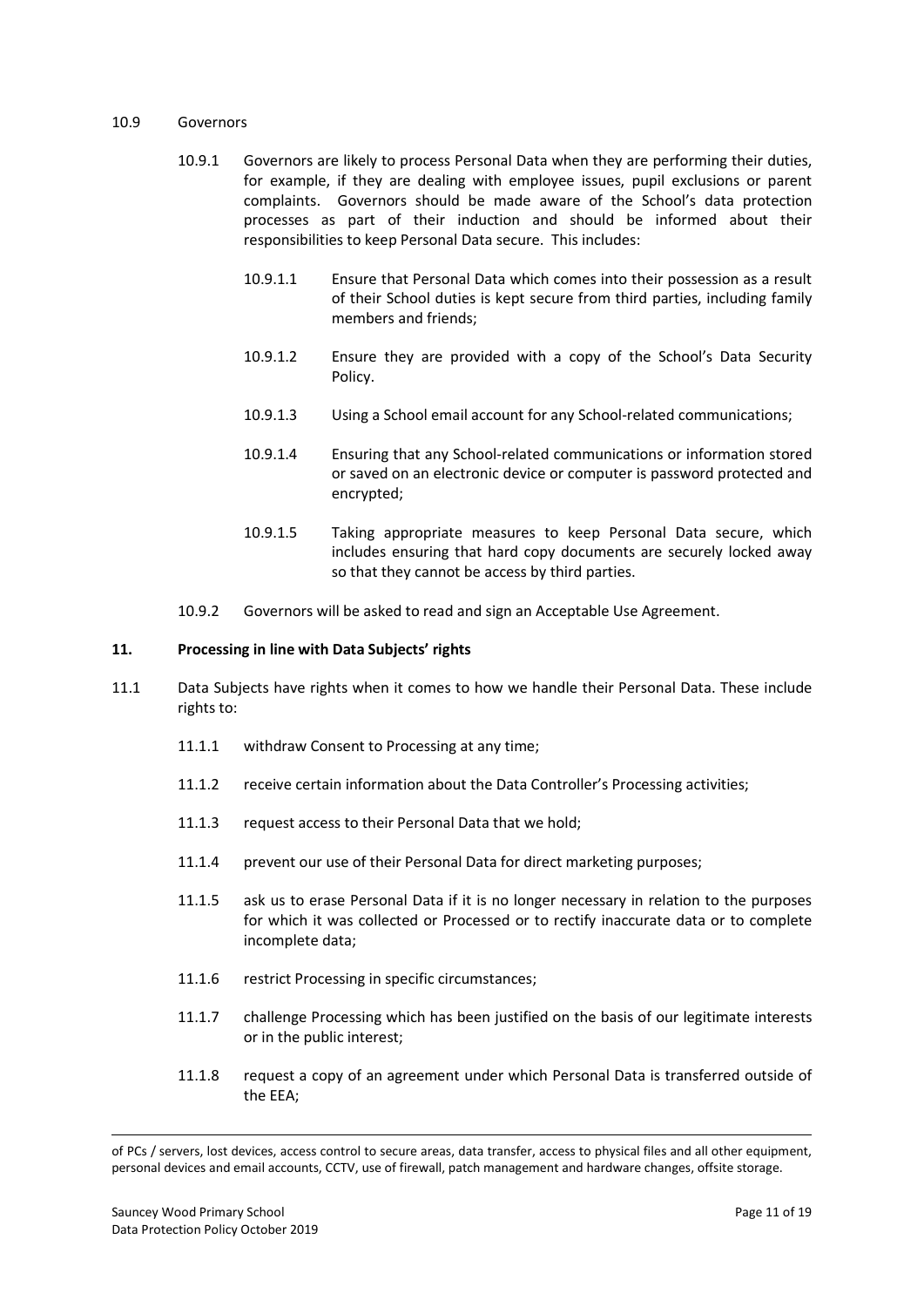10.9 Governors

10.9.1 Governors are likely to process Personal Data when they are performing their duties, for example, if they are dealing with employee issues, pupil exclusions or parent complaints. Governors should be made aware of the School's data protection processes as part of their induction and should be informed about their responsibilities to keep Personal Data secure. This includes:

10.9.1.1 Ensure that Personal Data which comes into their possession as a result of their School duties is kept secure from third parties, including family members and friends;

10.9.1.2 Ensure they are provided with a copy of the School's Data Security Policy.

10.9.1.3 Using a School email account for any School-related communications;

10.9.1.4 Ensuring that any School-related communications or information stored or saved on an electronic device or computer is password protected and encrypted;

10.9.1.5 Taking appropriate measures to keep Personal Data secure, which includes ensuring that hard copy documents are securely locked away so that they cannot be access by third parties.

10.9.2 Governors will be asked to read and sign an Acceptable Use Agreement.

## 11. Processing in line with Data Subjects' rights

11.1 Data Subjects have rights when it comes to how we handle their Personal Data. These include rights to:

11.1.1 withdraw Consent to Processing at any time;

11.1.2 receive certain information about the Data Controller's Processing activities;

11.1.3 request access to their Personal Data that we hold;

11.1.4 prevent our use of their Personal Data for direct marketing purposes;

11.1.5 ask us to erase Personal Data if it is no longer necessary in relation to the purposes for which it was collected or Processed or to rectify inaccurate data or to complete incomplete data;

11.1.6 restrict Processing in specific circumstances;

11.1.7 challenge Processing which has been justified on the basis of our legitimate interests or in the public interest;

11.1.8 request a copy of an agreement under which Personal Data is transferred outside of the EEA;

---

of PCs / servers, lost devices, access control to secure areas, data transfer, access to physical files and all other equipment, personal devices and email accounts, CCTV, use of firewall, patch management and hardware changes, offsite storage.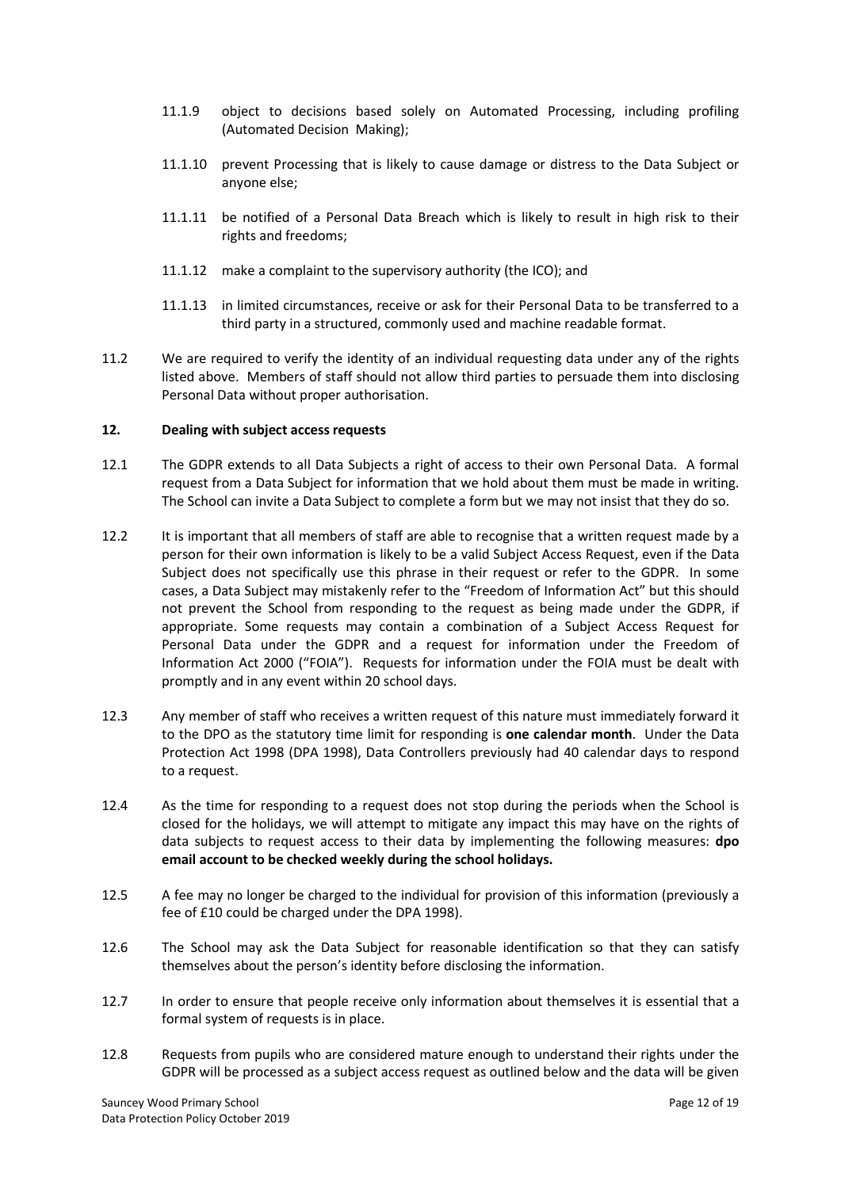11.1.9 object to decisions based solely on Automated Processing, including profiling (Automated Decision Making);

11.1.10 prevent Processing that is likely to cause damage or distress to the Data Subject or anyone else;

11.1.11 be notified of a Personal Data Breach which is likely to result in high risk to their rights and freedoms;

11.1.12 make a complaint to the supervisory authority (the ICO); and

11.1.13 in limited circumstances, receive or ask for their Personal Data to be transferred to a third party in a structured, commonly used and machine readable format.

11.2 We are required to verify the identity of an individual requesting data under any of the rights listed above. Members of staff should not allow third parties to persuade them into disclosing Personal Data without proper authorisation.

**12. Dealing with subject access requests**

12.1 The GDPR extends to all Data Subjects a right of access to their own Personal Data. A formal request from a Data Subject for information that we hold about them must be made in writing. The School can invite a Data Subject to complete a form but we may not insist that they do so.

12.2 It is important that all members of staff are able to recognise that a written request made by a person for their own information is likely to be a valid Subject Access Request, even if the Data Subject does not specifically use this phrase in their request or refer to the GDPR. In some cases, a Data Subject may mistakenly refer to the "Freedom of Information Act" but this should not prevent the School from responding to the request as being made under the GDPR, if appropriate. Some requests may contain a combination of a Subject Access Request for Personal Data under the GDPR and a request for information under the Freedom of Information Act 2000 ("FOIA"). Requests for information under the FOIA must be dealt with promptly and in any event within 20 school days.

12.3 Any member of staff who receives a written request of this nature must immediately forward it to the DPO as the statutory time limit for responding is **one calendar month**. Under the Data Protection Act 1998 (DPA 1998), Data Controllers previously had 40 calendar days to respond to a request.

12.4 As the time for responding to a request does not stop during the periods when the School is closed for the holidays, we will attempt to mitigate any impact this may have on the rights of data subjects to request access to their data by implementing the following measures: **dpo email account to be checked weekly during the school holidays.**

12.5 A fee may no longer be charged to the individual for provision of this information (previously a fee of £10 could be charged under the DPA 1998).

12.6 The School may ask the Data Subject for reasonable identification so that they can satisfy themselves about the person's identity before disclosing the information.

12.7 In order to ensure that people receive only information about themselves it is essential that a formal system of requests is in place.

12.8 Requests from pupils who are considered mature enough to understand their rights under the GDPR will be processed as a subject access request as outlined below and the data will be given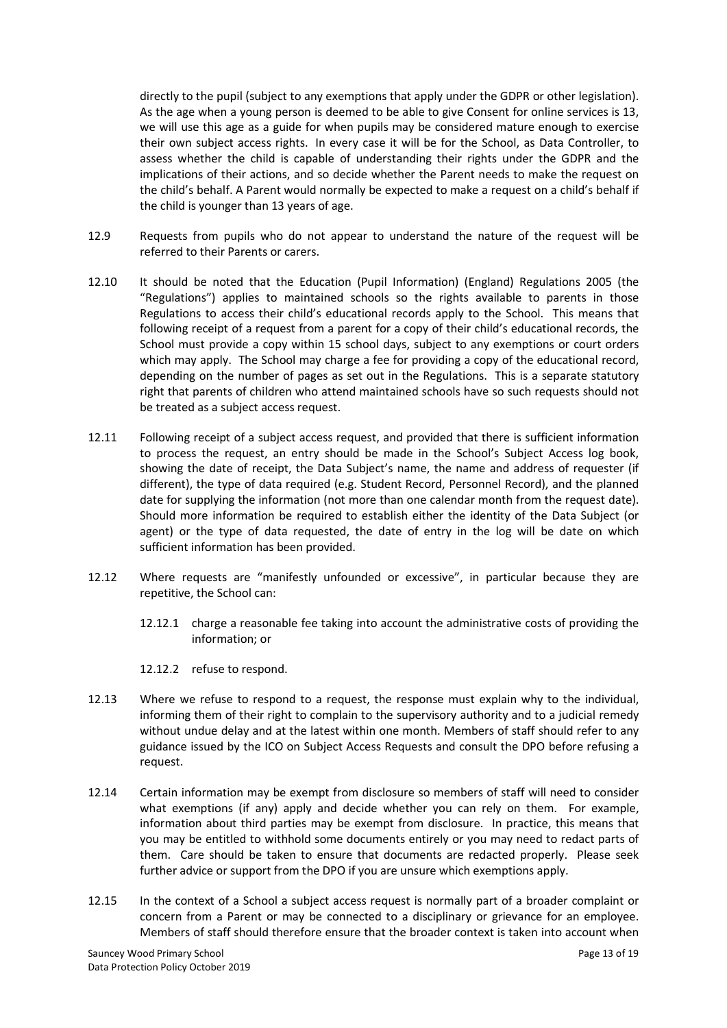directly to the pupil (subject to any exemptions that apply under the GDPR or other legislation). As the age when a young person is deemed to be able to give Consent for online services is 13, we will use this age as a guide for when pupils may be considered mature enough to exercise their own subject access rights. In every case it will be for the School, as Data Controller, to assess whether the child is capable of understanding their rights under the GDPR and the implications of their actions, and so decide whether the Parent needs to make the request on the child's behalf. A Parent would normally be expected to make a request on a child's behalf if the child is younger than 13 years of age.

12.9 Requests from pupils who do not appear to understand the nature of the request will be referred to their Parents or carers.

12.10 It should be noted that the Education (Pupil Information) (England) Regulations 2005 (the "Regulations") applies to maintained schools so the rights available to parents in those Regulations to access their child's educational records apply to the School. This means that following receipt of a request from a parent for a copy of their child's educational records, the School must provide a copy within 15 school days, subject to any exemptions or court orders which may apply. The School may charge a fee for providing a copy of the educational record, depending on the number of pages as set out in the Regulations. This is a separate statutory right that parents of children who attend maintained schools have so such requests should not be treated as a subject access request.

12.11 Following receipt of a subject access request, and provided that there is sufficient information to process the request, an entry should be made in the School's Subject Access log book, showing the date of receipt, the Data Subject's name, the name and address of requester (if different), the type of data required (e.g. Student Record, Personnel Record), and the planned date for supplying the information (not more than one calendar month from the request date). Should more information be required to establish either the identity of the Data Subject (or agent) or the type of data requested, the date of entry in the log will be date on which sufficient information has been provided.

12.12 Where requests are "manifestly unfounded or excessive", in particular because they are repetitive, the School can:

12.12.1 charge a reasonable fee taking into account the administrative costs of providing the information; or

12.12.2 refuse to respond.

12.13 Where we refuse to respond to a request, the response must explain why to the individual, informing them of their right to complain to the supervisory authority and to a judicial remedy without undue delay and at the latest within one month. Members of staff should refer to any guidance issued by the ICO on Subject Access Requests and consult the DPO before refusing a request.

12.14 Certain information may be exempt from disclosure so members of staff will need to consider what exemptions (if any) apply and decide whether you can rely on them. For example, information about third parties may be exempt from disclosure. In practice, this means that you may be entitled to withhold some documents entirely or you may need to redact parts of them. Care should be taken to ensure that documents are redacted properly. Please seek further advice or support from the DPO if you are unsure which exemptions apply.

12.15 In the context of a School a subject access request is normally part of a broader complaint or concern from a Parent or may be connected to a disciplinary or grievance for an employee. Members of staff should therefore ensure that the broader context is taken into account when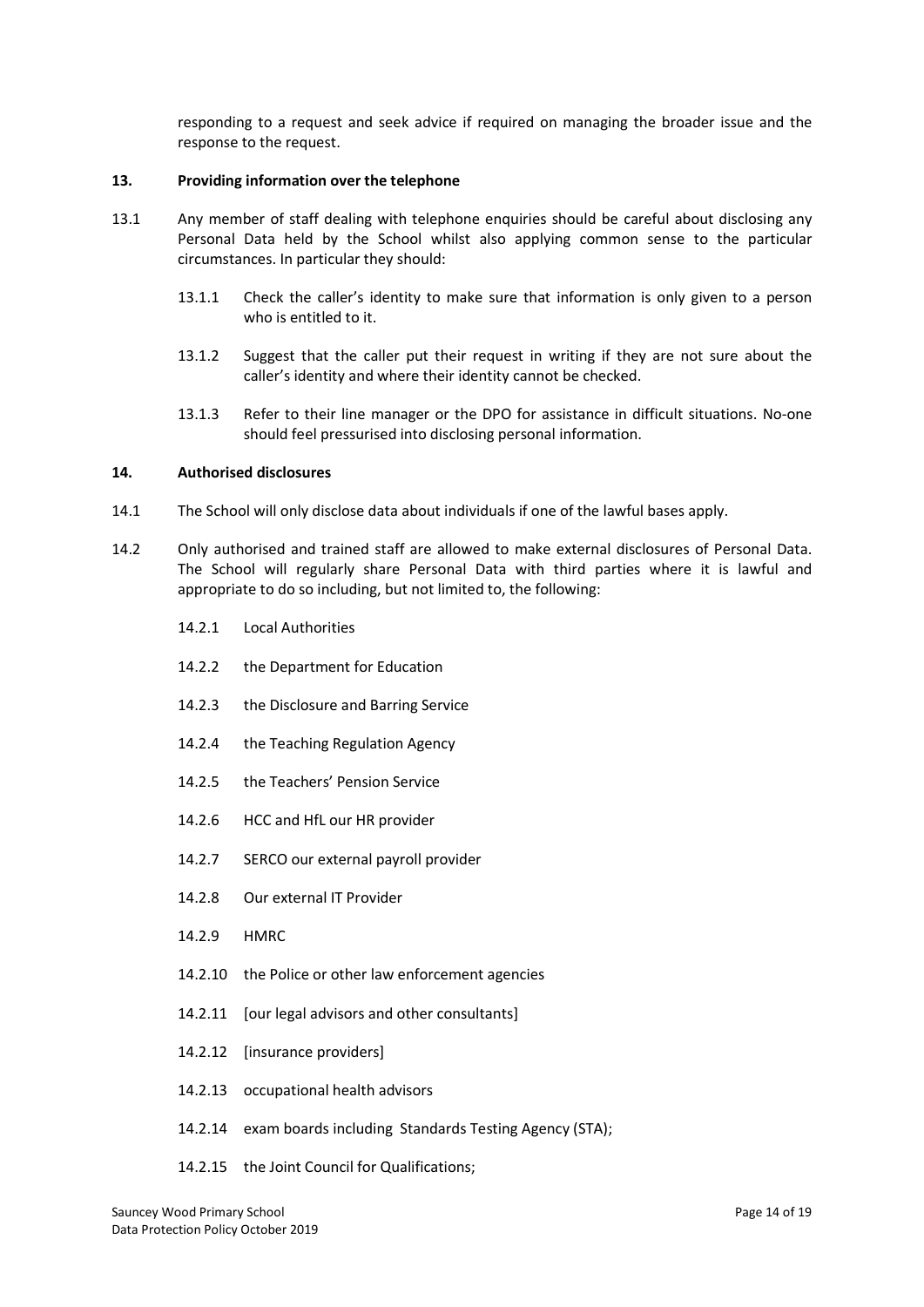responding to a request and seek advice if required on managing the broader issue and the response to the request.

## 13. Providing information over the telephone

13.1 Any member of staff dealing with telephone enquiries should be careful about disclosing any Personal Data held by the School whilst also applying common sense to the particular circumstances. In particular they should:

13.1.1 Check the caller's identity to make sure that information is only given to a person who is entitled to it.

13.1.2 Suggest that the caller put their request in writing if they are not sure about the caller's identity and where their identity cannot be checked.

13.1.3 Refer to their line manager or the DPO for assistance in difficult situations. No-one should feel pressurised into disclosing personal information.

## 14. Authorised disclosures

14.1 The School will only disclose data about individuals if one of the lawful bases apply.

14.2 Only authorised and trained staff are allowed to make external disclosures of Personal Data. The School will regularly share Personal Data with third parties where it is lawful and appropriate to do so including, but not limited to, the following:

14.2.1 Local Authorities

14.2.2 the Department for Education

14.2.3 the Disclosure and Barring Service

14.2.4 the Teaching Regulation Agency

14.2.5 the Teachers' Pension Service

14.2.6 HCC and HfL our HR provider

14.2.7 SERCO our external payroll provider

14.2.8 Our external IT Provider

14.2.9 HMRC

14.2.10 the Police or other law enforcement agencies

14.2.11 [our legal advisors and other consultants]

14.2.12 [insurance providers]

14.2.13 occupational health advisors

14.2.14 exam boards including Standards Testing Agency (STA);

14.2.15 the Joint Council for Qualifications;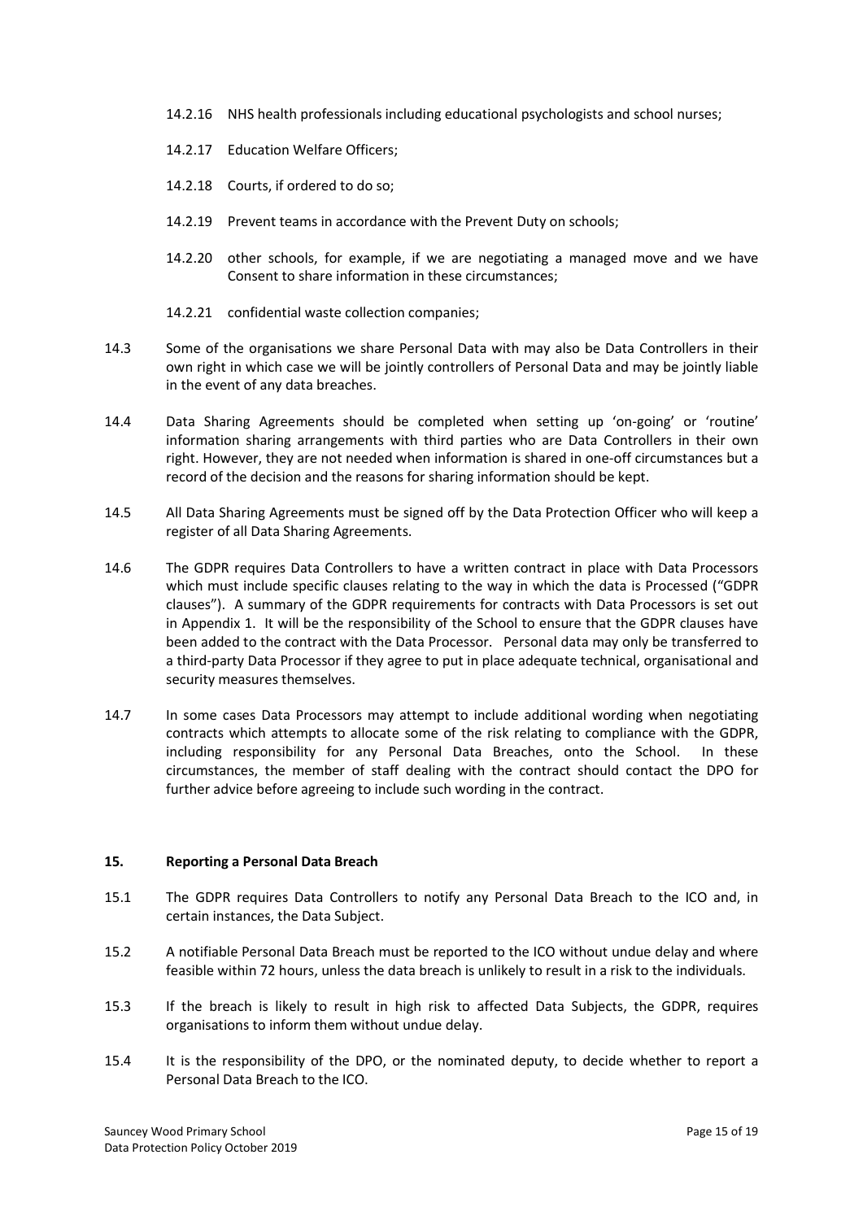14.2.16 NHS health professionals including educational psychologists and school nurses;

14.2.17 Education Welfare Officers;

14.2.18 Courts, if ordered to do so;

14.2.19 Prevent teams in accordance with the Prevent Duty on schools;

14.2.20 other schools, for example, if we are negotiating a managed move and we have Consent to share information in these circumstances;

14.2.21 confidential waste collection companies;

14.3 Some of the organisations we share Personal Data with may also be Data Controllers in their own right in which case we will be jointly controllers of Personal Data and may be jointly liable in the event of any data breaches.

14.4 Data Sharing Agreements should be completed when setting up 'on-going' or 'routine' information sharing arrangements with third parties who are Data Controllers in their own right. However, they are not needed when information is shared in one-off circumstances but a record of the decision and the reasons for sharing information should be kept.

14.5 All Data Sharing Agreements must be signed off by the Data Protection Officer who will keep a register of all Data Sharing Agreements.

14.6 The GDPR requires Data Controllers to have a written contract in place with Data Processors which must include specific clauses relating to the way in which the data is Processed ("GDPR clauses"). A summary of the GDPR requirements for contracts with Data Processors is set out in Appendix 1. It will be the responsibility of the School to ensure that the GDPR clauses have been added to the contract with the Data Processor. Personal data may only be transferred to a third-party Data Processor if they agree to put in place adequate technical, organisational and security measures themselves.

14.7 In some cases Data Processors may attempt to include additional wording when negotiating contracts which attempts to allocate some of the risk relating to compliance with the GDPR, including responsibility for any Personal Data Breaches, onto the School. In these circumstances, the member of staff dealing with the contract should contact the DPO for further advice before agreeing to include such wording in the contract.

## 15. Reporting a Personal Data Breach

15.1 The GDPR requires Data Controllers to notify any Personal Data Breach to the ICO and, in certain instances, the Data Subject.

15.2 A notifiable Personal Data Breach must be reported to the ICO without undue delay and where feasible within 72 hours, unless the data breach is unlikely to result in a risk to the individuals.

15.3 If the breach is likely to result in high risk to affected Data Subjects, the GDPR, requires organisations to inform them without undue delay.

15.4 It is the responsibility of the DPO, or the nominated deputy, to decide whether to report a Personal Data Breach to the ICO.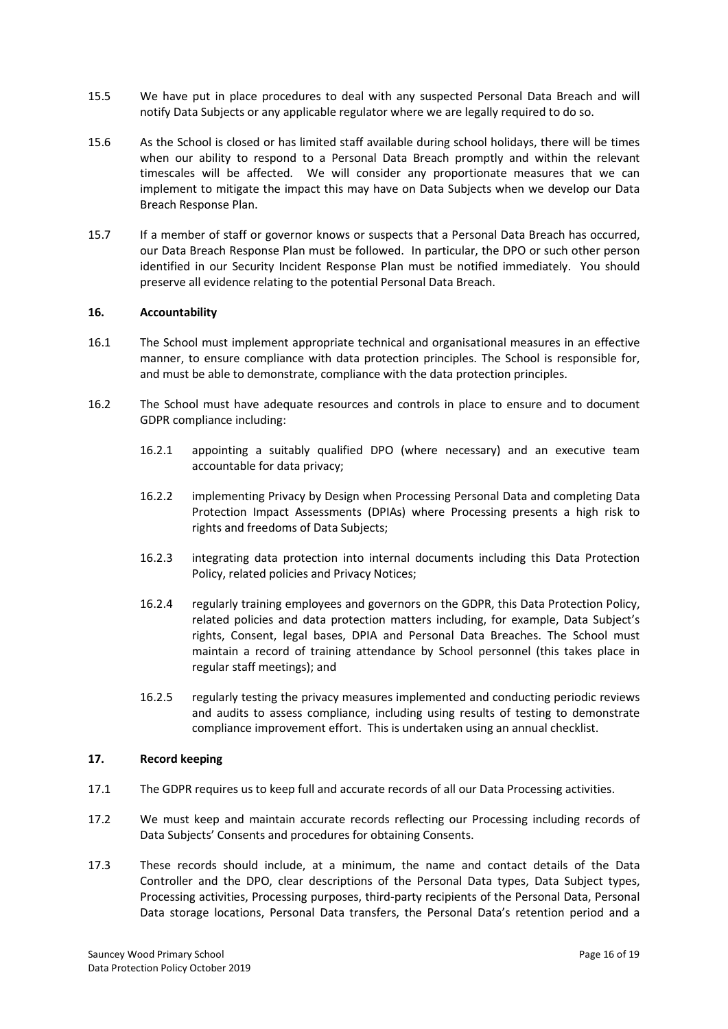15.5 We have put in place procedures to deal with any suspected Personal Data Breach and will notify Data Subjects or any applicable regulator where we are legally required to do so.

15.6 As the School is closed or has limited staff available during school holidays, there will be times when our ability to respond to a Personal Data Breach promptly and within the relevant timescales will be affected. We will consider any proportionate measures that we can implement to mitigate the impact this may have on Data Subjects when we develop our Data Breach Response Plan.

15.7 If a member of staff or governor knows or suspects that a Personal Data Breach has occurred, our Data Breach Response Plan must be followed. In particular, the DPO or such other person identified in our Security Incident Response Plan must be notified immediately. You should preserve all evidence relating to the potential Personal Data Breach.

**16. Accountability**

16.1 The School must implement appropriate technical and organisational measures in an effective manner, to ensure compliance with data protection principles. The School is responsible for, and must be able to demonstrate, compliance with the data protection principles.

16.2 The School must have adequate resources and controls in place to ensure and to document GDPR compliance including:

16.2.1 appointing a suitably qualified DPO (where necessary) and an executive team accountable for data privacy;

16.2.2 implementing Privacy by Design when Processing Personal Data and completing Data Protection Impact Assessments (DPIAs) where Processing presents a high risk to rights and freedoms of Data Subjects;

16.2.3 integrating data protection into internal documents including this Data Protection Policy, related policies and Privacy Notices;

16.2.4 regularly training employees and governors on the GDPR, this Data Protection Policy, related policies and data protection matters including, for example, Data Subject's rights, Consent, legal bases, DPIA and Personal Data Breaches. The School must maintain a record of training attendance by School personnel (this takes place in regular staff meetings); and

16.2.5 regularly testing the privacy measures implemented and conducting periodic reviews and audits to assess compliance, including using results of testing to demonstrate compliance improvement effort. This is undertaken using an annual checklist.

**17. Record keeping**

17.1 The GDPR requires us to keep full and accurate records of all our Data Processing activities.

17.2 We must keep and maintain accurate records reflecting our Processing including records of Data Subjects' Consents and procedures for obtaining Consents.

17.3 These records should include, at a minimum, the name and contact details of the Data Controller and the DPO, clear descriptions of the Personal Data types, Data Subject types, Processing activities, Processing purposes, third-party recipients of the Personal Data, Personal Data storage locations, Personal Data transfers, the Personal Data's retention period and a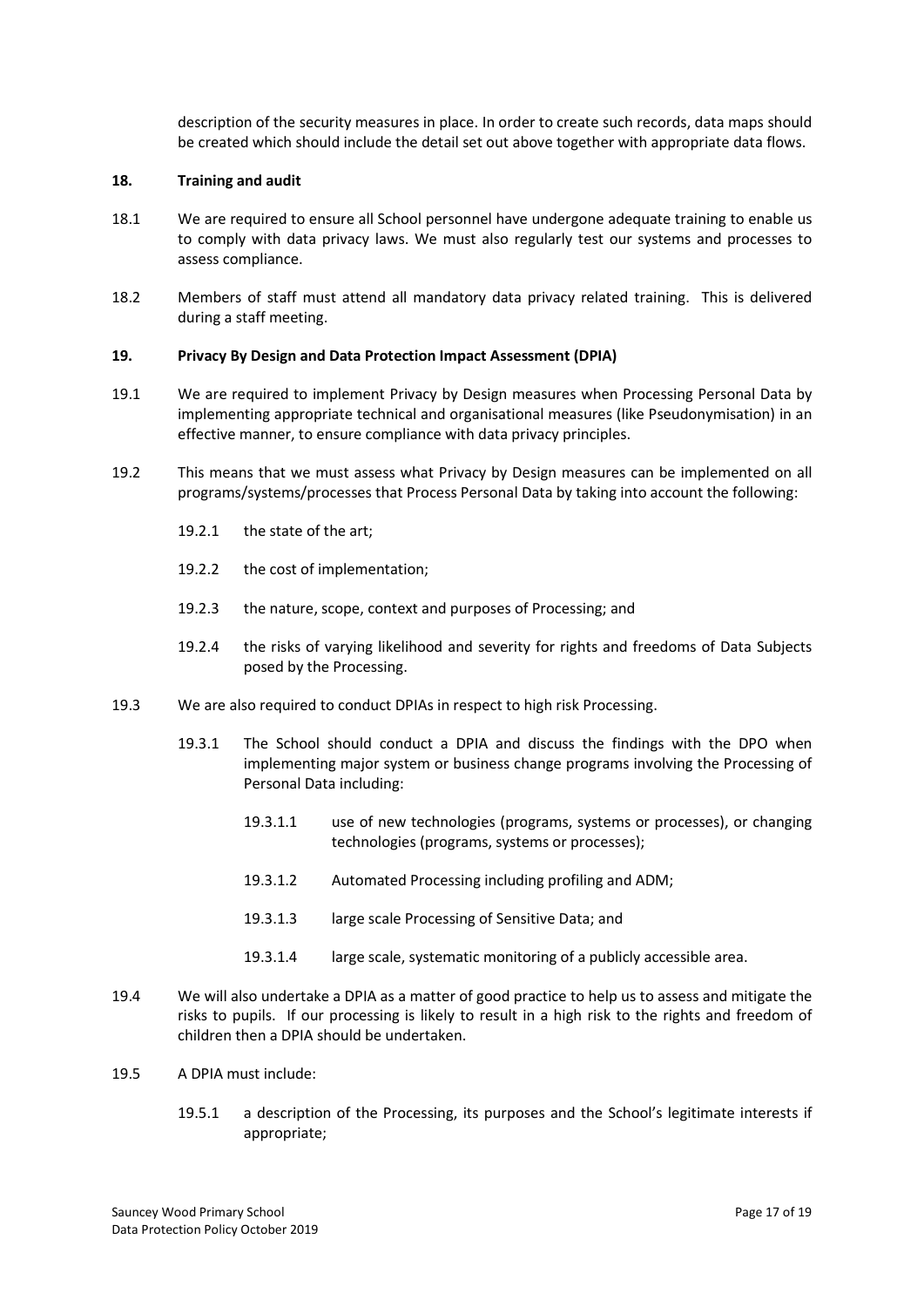description of the security measures in place. In order to create such records, data maps should be created which should include the detail set out above together with appropriate data flows.

## 18. Training and audit

18.1 We are required to ensure all School personnel have undergone adequate training to enable us to comply with data privacy laws. We must also regularly test our systems and processes to assess compliance.

18.2 Members of staff must attend all mandatory data privacy related training. This is delivered during a staff meeting.

## 19. Privacy By Design and Data Protection Impact Assessment (DPIA)

19.1 We are required to implement Privacy by Design measures when Processing Personal Data by implementing appropriate technical and organisational measures (like Pseudonymisation) in an effective manner, to ensure compliance with data privacy principles.

19.2 This means that we must assess what Privacy by Design measures can be implemented on all programs/systems/processes that Process Personal Data by taking into account the following:

- 19.2.1 the state of the art;
- 19.2.2 the cost of implementation;
- 19.2.3 the nature, scope, context and purposes of Processing; and
- 19.2.4 the risks of varying likelihood and severity for rights and freedoms of Data Subjects posed by the Processing.

19.3 We are also required to conduct DPIAs in respect to high risk Processing.

- 19.3.1 The School should conduct a DPIA and discuss the findings with the DPO when implementing major system or business change programs involving the Processing of Personal Data including:
  - 19.3.1.1 use of new technologies (programs, systems or processes), or changing technologies (programs, systems or processes);
  - 19.3.1.2 Automated Processing including profiling and ADM;
  - 19.3.1.3 large scale Processing of Sensitive Data; and
  - 19.3.1.4 large scale, systematic monitoring of a publicly accessible area.

19.4 We will also undertake a DPIA as a matter of good practice to help us to assess and mitigate the risks to pupils. If our processing is likely to result in a high risk to the rights and freedom of children then a DPIA should be undertaken.

19.5 A DPIA must include:

- 19.5.1 a description of the Processing, its purposes and the School's legitimate interests if appropriate;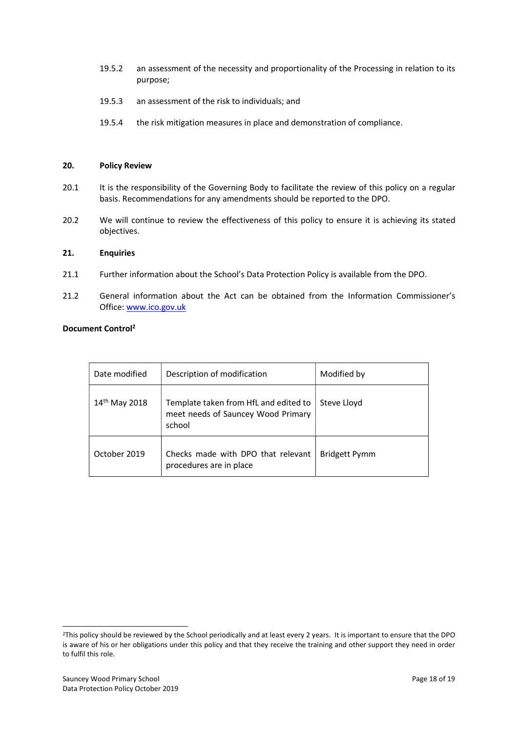19.5.2 an assessment of the necessity and proportionality of the Processing in relation to its purpose;

19.5.3 an assessment of the risk to individuals; and

19.5.4 the risk mitigation measures in place and demonstration of compliance.

## 20. Policy Review

20.1 It is the responsibility of the Governing Body to facilitate the review of this policy on a regular basis. Recommendations for any amendments should be reported to the DPO.

20.2 We will continue to review the effectiveness of this policy to ensure it is achieving its stated objectives.

## 21. Enquiries

21.1 Further information about the School's Data Protection Policy is available from the DPO.

21.2 General information about the Act can be obtained from the Information Commissioner's Office: [www.ico.gov.uk](http://www.ico.gov.uk)

**Document Control[2]**

| Date modified | Description of modification | Modified by |
|---|---|---|
| 14th May 2018 | Template taken from HfL and edited to meet needs of Sauncey Wood Primary school | Steve Lloyd |
| October 2019 | Checks made with DPO that relevant procedures are in place | Bridgett Pymm |

[2]This policy should be reviewed by the School periodically and at least every 2 years. It is important to ensure that the DPO is aware of his or her obligations under this policy and that they receive the training and other support they need in order to fulfil this role.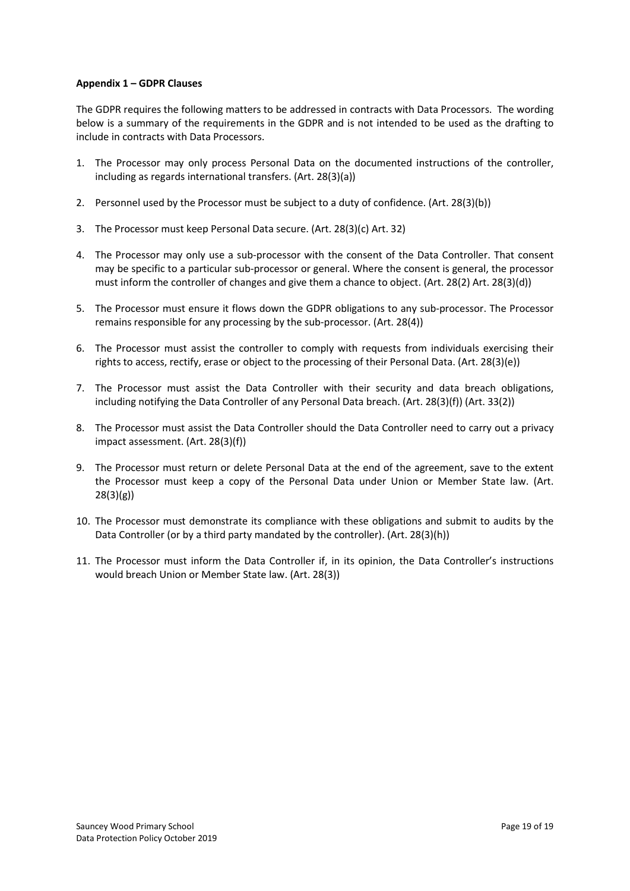**Appendix 1 – GDPR Clauses**

The GDPR requires the following matters to be addressed in contracts with Data Processors. The wording below is a summary of the requirements in the GDPR and is not intended to be used as the drafting to include in contracts with Data Processors.

1. The Processor may only process Personal Data on the documented instructions of the controller, including as regards international transfers. (Art. 28(3)(a))
2. Personnel used by the Processor must be subject to a duty of confidence. (Art. 28(3)(b))
3. The Processor must keep Personal Data secure. (Art. 28(3)(c) Art. 32)
4. The Processor may only use a sub-processor with the consent of the Data Controller. That consent may be specific to a particular sub-processor or general. Where the consent is general, the processor must inform the controller of changes and give them a chance to object. (Art. 28(2) Art. 28(3)(d))
5. The Processor must ensure it flows down the GDPR obligations to any sub-processor. The Processor remains responsible for any processing by the sub-processor. (Art. 28(4))
6. The Processor must assist the controller to comply with requests from individuals exercising their rights to access, rectify, erase or object to the processing of their Personal Data. (Art. 28(3)(e))
7. The Processor must assist the Data Controller with their security and data breach obligations, including notifying the Data Controller of any Personal Data breach. (Art. 28(3)(f)) (Art. 33(2))
8. The Processor must assist the Data Controller should the Data Controller need to carry out a privacy impact assessment. (Art. 28(3)(f))
9. The Processor must return or delete Personal Data at the end of the agreement, save to the extent the Processor must keep a copy of the Personal Data under Union or Member State law. (Art. 28(3)(g))
10. The Processor must demonstrate its compliance with these obligations and submit to audits by the Data Controller (or by a third party mandated by the controller). (Art. 28(3)(h))
11. The Processor must inform the Data Controller if, in its opinion, the Data Controller's instructions would breach Union or Member State law. (Art. 28(3))